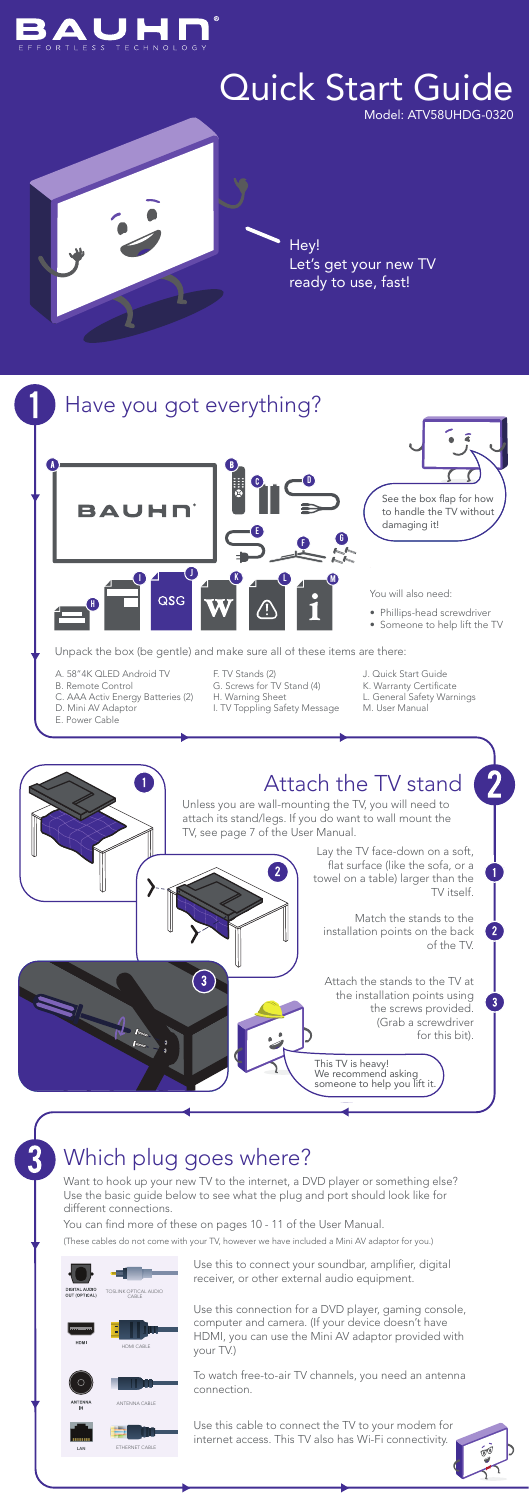# BAUHN

EFFORTLESS TECHNOLOGY

# Quick Start Guide

Model: ATV58UHDG-0320

Hey!
Let's get your new TV ready to use, fast!

## 1 Have you got everything?

See the box flap for how to handle the TV without damaging it!

You will also need:

- Phillips-head screwdriver
- Someone to help lift the TV

Unpack the box (be gentle) and make sure all of these items are there:

A. 58" 4K QLED Android TV
B. Remote Control
C. AAA Activ Energy Batteries (2)
D. Mini AV Adaptor
E. Power Cable
F. TV Stands (2)
G. Screws for TV Stand (4)
H. Warning Sheet
I. TV Toppling Safety Message
J. Quick Start Guide
K. Warranty Certificate
L. General Safety Warnings
M. User Manual

## 2 Attach the TV stand

Unless you are wall-mounting the TV, you will need to attach its stand/legs. If you do want to wall mount the TV, see page 7 of the User Manual.

1. Lay the TV face-down on a soft, flat surface (like the sofa, or a towel on a table) larger than the TV itself.
2. Match the stands to the installation points on the back of the TV.
3. Attach the stands to the TV at the installation points using the screws provided. (Grab a screwdriver for this bit).

This TV is heavy! We recommend asking someone to help you lift it.

## 3 Which plug goes where?

Want to hook up your new TV to the internet, a DVD player or something else? Use the basic guide below to see what the plug and port should look like for different connections.

You can find more of these on pages 10 - 11 of the User Manual.

(These cables do not come with your TV, however we have included a Mini AV adaptor for you.)

**DIGITAL AUDIO OUT (OPTICAL)** / TOSLINK OPTICAL AUDIO CABLE: Use this to connect your soundbar, amplifier, digital receiver, or other external audio equipment.

**HDMI** / HDMI CABLE: Use this connection for a DVD player, gaming console, computer and camera. (If your device doesn't have HDMI, you can use the Mini AV adaptor provided with your TV.)

**ANTENNA IN** / ANTENNA CABLE: To watch free-to-air TV channels, you need an antenna connection.

**LAN** / ETHERNET CABLE: Use this cable to connect the TV to your modem for internet access. This TV also has Wi-Fi connectivity.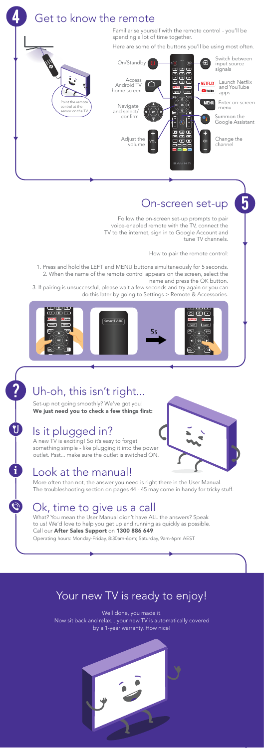# 4 Get to know the remote

Familiarise yourself with the remote control - you'll be spending a lot of time together.

Here are some of the buttons you'll be using most often.

Point the remote control at the sensor on the TV

On/Standby

Access Android TV home screen

Navigate and select/ confirm

Adjust the volume

Switch between input source signals

Launch Netflix and YouTube apps

Enter on-screen menu

Summon the Google Assistant

Change the channel

# On-screen set-up 5

Follow the on-screen set-up prompts to pair voice-enabled remote with the TV, connect the TV to the internet, sign in to Google Account and tune TV channels.

How to pair the remote control:

1. Press and hold the LEFT and MENU buttons simultaneously for 5 seconds.
2. When the name of the remote control appears on the screen, select the name and press the OK button.
3. If pairing is unsuccessful, please wait a few seconds and try again or you can do this later by going to Settings > Remote & Accessories.

SmartTV-RC

5s

# Uh-oh, this isn't right...

Set-up not going smoothly? We've got you!
**We just need you to check a few things first:**

## Is it plugged in?

A new TV is exciting! So it's easy to forget something simple - like plugging it into the power outlet. Psst... make sure the outlet is switched ON.

## Look at the manual!

More often than not, the answer you need is right there in the User Manual. The troubleshooting section on pages 44 - 45 may come in handy for tricky stuff.

## Ok, time to give us a call

What? You mean the User Manual didn't have ALL the answers? Speak to us! We'd love to help you get up and running as quickly as possible. Call our **After Sales Support** on **1300 886 649**.

Operating hours: Monday-Friday, 8:30am-6pm; Saturday, 9am-6pm AEST

# Your new TV is ready to enjoy!

Well done, you made it.
Now sit back and relax... your new TV is automatically covered by a 1-year warranty. How nice!